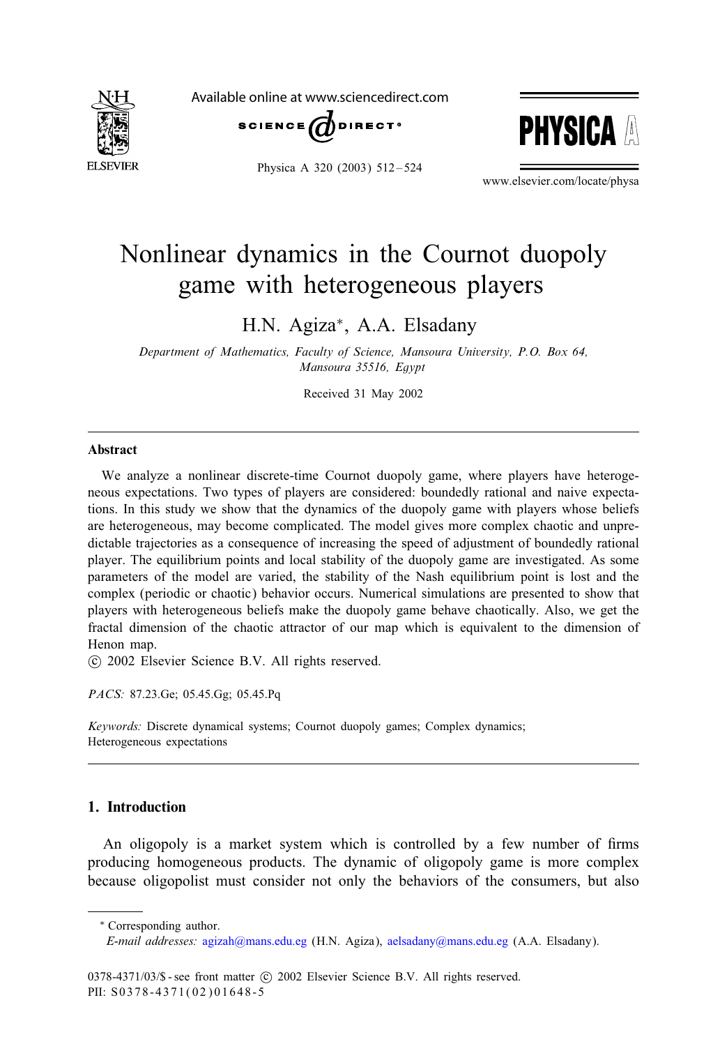# Nonlinear dynamics in the Cournot duopoly game with heterogeneous players

H.N. Agiza*, A.A. Elsadany

*Department of Mathematics, Faculty of Science, Mansoura University, P.O. Box 64, Mansoura 35516, Egypt*

Received 31 May 2002

---

## Abstract

We analyze a nonlinear discrete-time Cournot duopoly game, where players have heterogeneous expectations. Two types of players are considered: boundedly rational and naive expectations. In this study we show that the dynamics of the duopoly game with players whose beliefs are heterogeneous, may become complicated. The model gives more complex chaotic and unpredictable trajectories as a consequence of increasing the speed of adjustment of boundedly rational player. The equilibrium points and local stability of the duopoly game are investigated. As some parameters of the model are varied, the stability of the Nash equilibrium point is lost and the complex (periodic or chaotic) behavior occurs. Numerical simulations are presented to show that players with heterogeneous beliefs make the duopoly game behave chaotically. Also, we get the fractal dimension of the chaotic attractor of our map which is equivalent to the dimension of Henon map.

© 2002 Elsevier Science B.V. All rights reserved.

*PACS:* 87.23.Ge; 05.45.Gg; 05.45.Pq

*Keywords:* Discrete dynamical systems; Cournot duopoly games; Complex dynamics; Heterogeneous expectations

---

## 1. Introduction

An oligopoly is a market system which is controlled by a few number of firms producing homogeneous products. The dynamic of oligopoly game is more complex because oligopolist must consider not only the behaviors of the consumers, but also

---

* Corresponding author.

*E-mail addresses:* agizah@mans.edu.eg (H.N. Agiza), aelsadany@mans.edu.eg (A.A. Elsadany).

0378-4371/03/$ - see front matter © 2002 Elsevier Science B.V. All rights reserved.
PII: S0378-4371(02)01648-5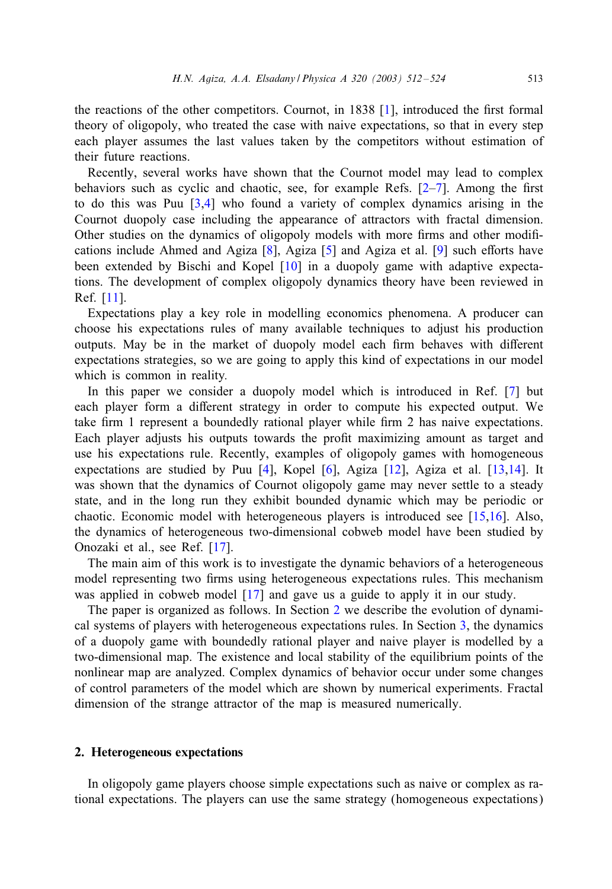the reactions of the other competitors. Cournot, in 1838 [1], introduced the first formal theory of oligopoly, who treated the case with naive expectations, so that in every step each player assumes the last values taken by the competitors without estimation of their future reactions.

Recently, several works have shown that the Cournot model may lead to complex behaviors such as cyclic and chaotic, see, for example Refs. [2–7]. Among the first to do this was Puu [3,4] who found a variety of complex dynamics arising in the Cournot duopoly case including the appearance of attractors with fractal dimension. Other studies on the dynamics of oligopoly models with more firms and other modifications include Ahmed and Agiza [8], Agiza [5] and Agiza et al. [9] such efforts have been extended by Bischi and Kopel [10] in a duopoly game with adaptive expectations. The development of complex oligopoly dynamics theory have been reviewed in Ref. [11].

Expectations play a key role in modelling economics phenomena. A producer can choose his expectations rules of many available techniques to adjust his production outputs. May be in the market of duopoly model each firm behaves with different expectations strategies, so we are going to apply this kind of expectations in our model which is common in reality.

In this paper we consider a duopoly model which is introduced in Ref. [7] but each player form a different strategy in order to compute his expected output. We take firm 1 represent a boundedly rational player while firm 2 has naive expectations. Each player adjusts his outputs towards the profit maximizing amount as target and use his expectations rule. Recently, examples of oligopoly games with homogeneous expectations are studied by Puu [4], Kopel [6], Agiza [12], Agiza et al. [13,14]. It was shown that the dynamics of Cournot oligopoly game may never settle to a steady state, and in the long run they exhibit bounded dynamic which may be periodic or chaotic. Economic model with heterogeneous players is introduced see [15,16]. Also, the dynamics of heterogeneous two-dimensional cobweb model have been studied by Onozaki et al., see Ref. [17].

The main aim of this work is to investigate the dynamic behaviors of a heterogeneous model representing two firms using heterogeneous expectations rules. This mechanism was applied in cobweb model [17] and gave us a guide to apply it in our study.

The paper is organized as follows. In Section 2 we describe the evolution of dynamical systems of players with heterogeneous expectations rules. In Section 3, the dynamics of a duopoly game with boundedly rational player and naive player is modelled by a two-dimensional map. The existence and local stability of the equilibrium points of the nonlinear map are analyzed. Complex dynamics of behavior occur under some changes of control parameters of the model which are shown by numerical experiments. Fractal dimension of the strange attractor of the map is measured numerically.

## 2. Heterogeneous expectations

In oligopoly game players choose simple expectations such as naive or complex as rational expectations. The players can use the same strategy (homogeneous expectations)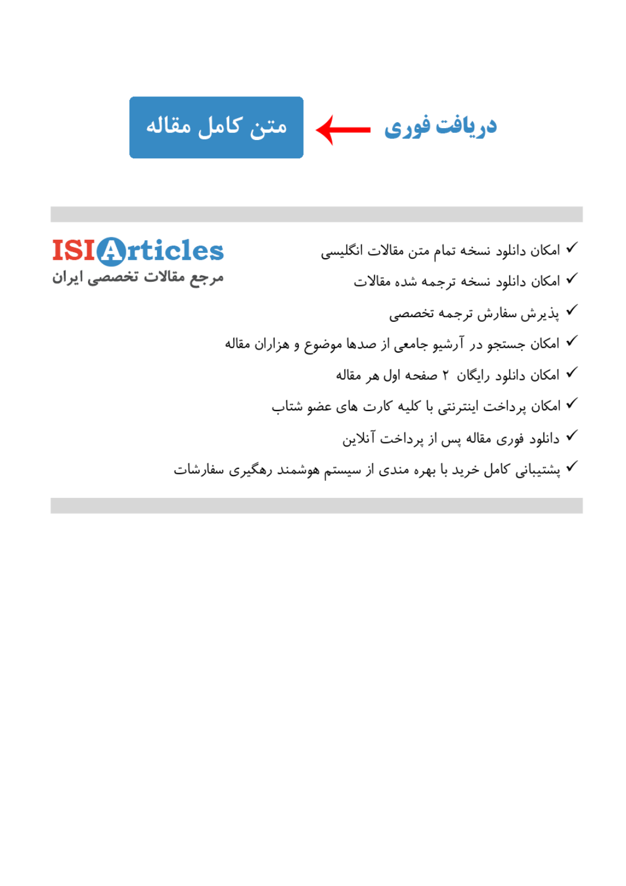دریافت فوری ← متن کامل مقاله

**ISIArticles**
مرجع مقالات تخصصی ایران

- ✓ امکان دانلود نسخه تمام متن مقالات انگلیسی
- ✓ امکان دانلود نسخه ترجمه شده مقالات
- ✓ پذیرش سفارش ترجمه تخصصی
- ✓ امکان جستجو در آرشیو جامعی از صدها موضوع و هزاران مقاله
- ✓ امکان دانلود رایگان ۲ صفحه اول هر مقاله
- ✓ امکان پرداخت اینترنتی با کلیه کارت های عضو شتاب
- ✓ دانلود فوری مقاله پس از پرداخت آنلاین
- ✓ پشتیبانی کامل خرید با بهره مندی از سیستم هوشمند رهگیری سفارشات